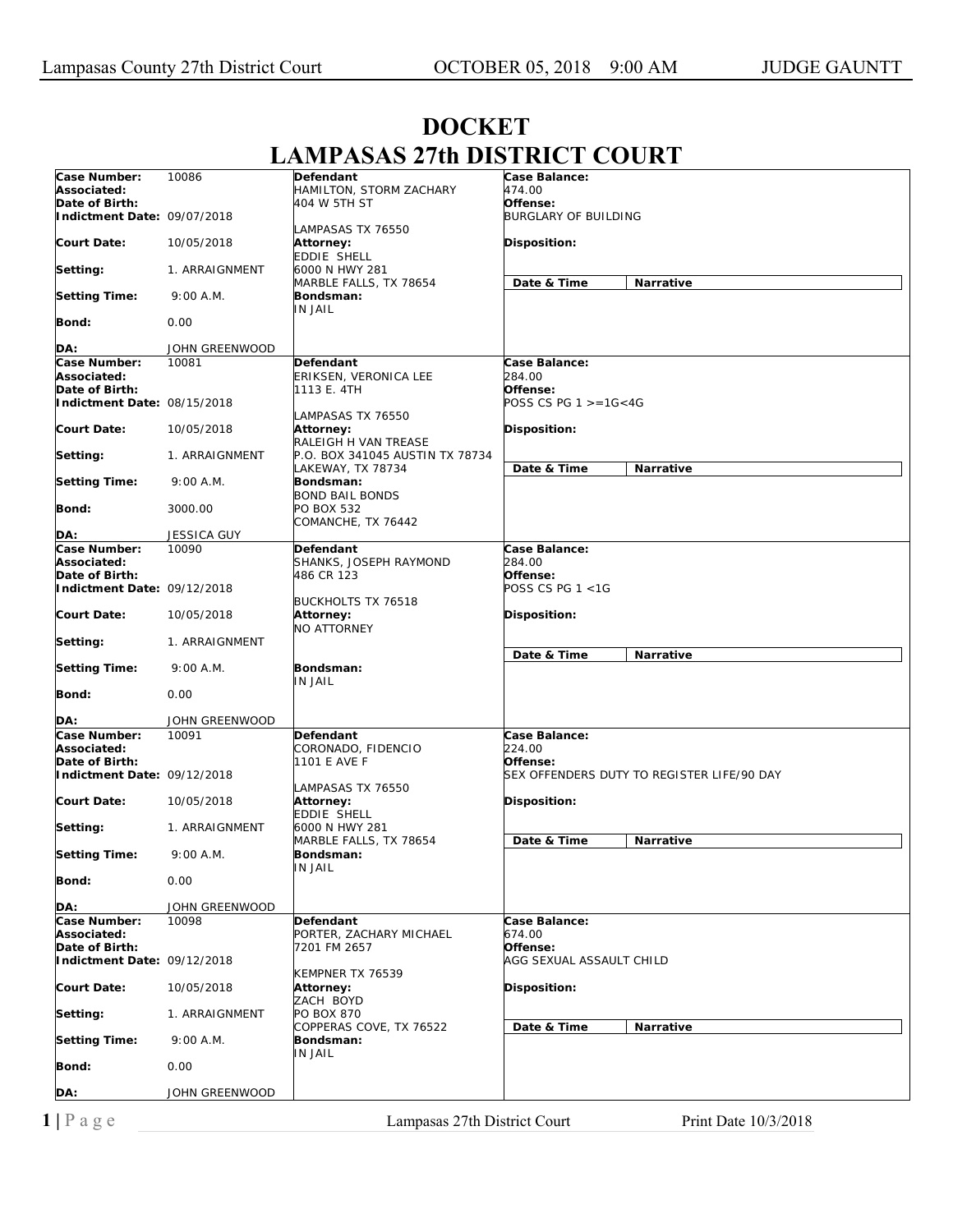# DOCKET
# LAMPASAS 27th DISTRICT COURT

| | | | |
|---|---|---|---|
| **Case Number:** 10086<br>**Associated:**<br>**Date of Birth:**<br>**Indictment Date:** 09/07/2018<br>**Court Date:** 10/05/2018<br>**Setting:** 1. ARRAIGNMENT<br>**Setting Time:** 9:00 A.M.<br>**Bond:** 0.00<br>**DA:** JOHN GREENWOOD | **Defendant**<br>HAMILTON, STORM ZACHARY<br>404 W 5TH ST<br>LAMPASAS TX 76550<br>**Attorney:**<br>EDDIE SHELL<br>6000 N HWY 281<br>MARBLE FALLS, TX 78654<br>**Bondsman:**<br>IN JAIL | **Case Balance:**<br>474.00<br>**Offense:**<br>BURGLARY OF BUILDING<br>**Disposition:**<br>**Date & Time** | **Narrative** |
| **Case Number:** 10081<br>**Associated:**<br>**Date of Birth:**<br>**Indictment Date:** 08/15/2018<br>**Court Date:** 10/05/2018<br>**Setting:** 1. ARRAIGNMENT<br>**Setting Time:** 9:00 A.M.<br>**Bond:** 3000.00<br>**DA:** JESSICA GUY | **Defendant**<br>ERIKSEN, VERONICA LEE<br>1113 E. 4TH<br>LAMPASAS TX 76550<br>**Attorney:**<br>RALEIGH H VAN TREASE<br>P.O. BOX 341045 AUSTIN TX 78734<br>LAKEWAY, TX 78734<br>**Bondsman:**<br>BOND BAIL BONDS<br>PO BOX 532<br>COMANCHE, TX 76442 | **Case Balance:**<br>284.00<br>**Offense:**<br>POSS CS PG 1 >=1G<4G<br>**Disposition:**<br>**Date & Time** | **Narrative** |
| **Case Number:** 10090<br>**Associated:**<br>**Date of Birth:**<br>**Indictment Date:** 09/12/2018<br>**Court Date:** 10/05/2018<br>**Setting:** 1. ARRAIGNMENT<br>**Setting Time:** 9:00 A.M.<br>**Bond:** 0.00<br>**DA:** JOHN GREENWOOD | **Defendant**<br>SHANKS, JOSEPH RAYMOND<br>486 CR 123<br>BUCKHOLTS TX 76518<br>**Attorney:**<br>NO ATTORNEY<br>**Bondsman:**<br>IN JAIL | **Case Balance:**<br>284.00<br>**Offense:**<br>POSS CS PG 1 <1G<br>**Disposition:**<br>**Date & Time** | **Narrative** |
| **Case Number:** 10091<br>**Associated:**<br>**Date of Birth:**<br>**Indictment Date:** 09/12/2018<br>**Court Date:** 10/05/2018<br>**Setting:** 1. ARRAIGNMENT<br>**Setting Time:** 9:00 A.M.<br>**Bond:** 0.00<br>**DA:** JOHN GREENWOOD | **Defendant**<br>CORONADO, FIDENCIO<br>1101 E AVE F<br>LAMPASAS TX 76550<br>**Attorney:**<br>EDDIE SHELL<br>6000 N HWY 281<br>MARBLE FALLS, TX 78654<br>**Bondsman:**<br>IN JAIL | **Case Balance:**<br>224.00<br>**Offense:**<br>SEX OFFENDERS DUTY TO REGISTER LIFE/90 DAY<br>**Disposition:**<br>**Date & Time** | **Narrative** |
| **Case Number:** 10098<br>**Associated:**<br>**Date of Birth:**<br>**Indictment Date:** 09/12/2018<br>**Court Date:** 10/05/2018<br>**Setting:** 1. ARRAIGNMENT<br>**Setting Time:** 9:00 A.M.<br>**Bond:** 0.00<br>**DA:** JOHN GREENWOOD | **Defendant**<br>PORTER, ZACHARY MICHAEL<br>7201 FM 2657<br>KEMPNER TX 76539<br>**Attorney:**<br>ZACH BOYD<br>PO BOX 870<br>COPPERAS COVE, TX 76522<br>**Bondsman:**<br>IN JAIL | **Case Balance:**<br>674.00<br>**Offense:**<br>AGG SEXUAL ASSAULT CHILD<br>**Disposition:**<br>**Date & Time** | **Narrative** |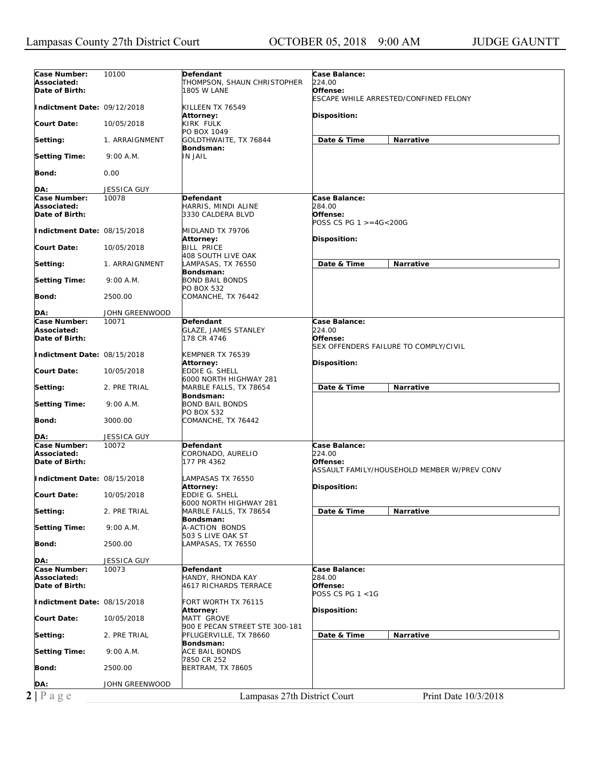Lampasas County 27th District Court — OCTOBER 05, 2018 9:00 AM — JUDGE GAUNTT

| | | | |
|---|---|---|---|
| **Case Number:** 10100<br>**Associated:**<br>**Date of Birth:**<br>**Indictment Date:** 09/12/2018<br>**Court Date:** 10/05/2018<br>**Setting:** 1. ARRAIGNMENT<br>**Setting Time:** 9:00 A.M.<br>**Bond:** 0.00<br>**DA:** JESSICA GUY | **Defendant**<br>THOMPSON, SHAUN CHRISTOPHER<br>1805 W LANE<br>KILLEEN TX 76549<br>**Attorney:**<br>KIRK FULK<br>PO BOX 1049<br>GOLDTHWAITE, TX 76844<br>**Bondsman:**<br>IN JAIL | **Case Balance:**<br>224.00<br>**Offense:**<br>ESCAPE WHILE ARRESTED/CONFINED FELONY<br>**Disposition:**<br>**Date & Time** | **Narrative** |
| **Case Number:** 10078<br>**Associated:**<br>**Date of Birth:**<br>**Indictment Date:** 08/15/2018<br>**Court Date:** 10/05/2018<br>**Setting:** 1. ARRAIGNMENT<br>**Setting Time:** 9:00 A.M.<br>**Bond:** 2500.00<br>**DA:** JOHN GREENWOOD | **Defendant**<br>HARRIS, MINDI ALINE<br>3330 CALDERA BLVD<br>MIDLAND TX 79706<br>**Attorney:**<br>BILL PRICE<br>408 SOUTH LIVE OAK<br>LAMPASAS, TX 76550<br>**Bondsman:**<br>BOND BAIL BONDS<br>PO BOX 532<br>COMANCHE, TX 76442 | **Case Balance:**<br>284.00<br>**Offense:**<br>POSS CS PG 1 >=4G<200G<br>**Disposition:**<br>**Date & Time** | **Narrative** |
| **Case Number:** 10071<br>**Associated:**<br>**Date of Birth:**<br>**Indictment Date:** 08/15/2018<br>**Court Date:** 10/05/2018<br>**Setting:** 2. PRE TRIAL<br>**Setting Time:** 9:00 A.M.<br>**Bond:** 3000.00<br>**DA:** JESSICA GUY | **Defendant**<br>GLAZE, JAMES STANLEY<br>178 CR 4746<br>KEMPNER TX 76539<br>**Attorney:**<br>EDDIE G. SHELL<br>6000 NORTH HIGHWAY 281<br>MARBLE FALLS, TX 78654<br>**Bondsman:**<br>BOND BAIL BONDS<br>PO BOX 532<br>COMANCHE, TX 76442 | **Case Balance:**<br>224.00<br>**Offense:**<br>SEX OFFENDERS FAILURE TO COMPLY/CIVIL<br>**Disposition:**<br>**Date & Time** | **Narrative** |
| **Case Number:** 10072<br>**Associated:**<br>**Date of Birth:**<br>**Indictment Date:** 08/15/2018<br>**Court Date:** 10/05/2018<br>**Setting:** 2. PRE TRIAL<br>**Setting Time:** 9:00 A.M.<br>**Bond:** 2500.00<br>**DA:** JESSICA GUY | **Defendant**<br>CORONADO, AURELIO<br>177 PR 4362<br>LAMPASAS TX 76550<br>**Attorney:**<br>EDDIE G. SHELL<br>6000 NORTH HIGHWAY 281<br>MARBLE FALLS, TX 78654<br>**Bondsman:**<br>A-ACTION BONDS<br>503 S LIVE OAK ST<br>LAMPASAS, TX 76550 | **Case Balance:**<br>224.00<br>**Offense:**<br>ASSAULT FAMILY/HOUSEHOLD MEMBER W/PREV CONV<br>**Disposition:**<br>**Date & Time** | **Narrative** |
| **Case Number:** 10073<br>**Associated:**<br>**Date of Birth:**<br>**Indictment Date:** 08/15/2018<br>**Court Date:** 10/05/2018<br>**Setting:** 2. PRE TRIAL<br>**Setting Time:** 9:00 A.M.<br>**Bond:** 2500.00<br>**DA:** JOHN GREENWOOD | **Defendant**<br>HANDY, RHONDA KAY<br>4617 RICHARDS TERRACE<br>FORT WORTH TX 76115<br>**Attorney:**<br>MATT GROVE<br>900 E PECAN STREET STE 300-181<br>PFLUGERVILLE, TX 78660<br>**Bondsman:**<br>ACE BAIL BONDS<br>7850 CR 252<br>BERTRAM, TX 78605 | **Case Balance:**<br>284.00<br>**Offense:**<br>POSS CS PG 1 <1G<br>**Disposition:**<br>**Date & Time** | **Narrative** |

Print Date 10/3/2018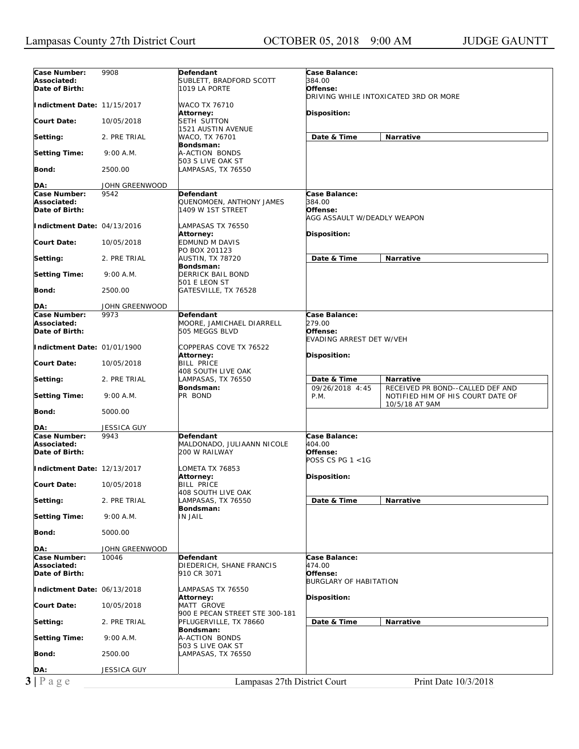| | | | |
|---|---|---|---|
| **Case Number:** 9908<br>**Associated:**<br>**Date of Birth:**<br>**Indictment Date:** 11/15/2017<br>**Court Date:** 10/05/2018<br>**Setting:** 2. PRE TRIAL<br>**Setting Time:** 9:00 A.M.<br>**Bond:** 2500.00<br>**DA:** JOHN GREENWOOD | **Defendant**<br>SUBLETT, BRADFORD SCOTT<br>1019 LA PORTE<br>WACO TX 76710<br>**Attorney:**<br>SETH SUTTON<br>1521 AUSTIN AVENUE<br>WACO, TX 76701<br>**Bondsman:**<br>A-ACTION BONDS<br>503 S LIVE OAK ST<br>LAMPASAS, TX 76550 | **Case Balance:**<br>384.00<br>**Offense:**<br>DRIVING WHILE INTOXICATED 3RD OR MORE<br>**Disposition:**<br>**Date & Time** | **Narrative** |
| **Case Number:** 9542<br>**Associated:**<br>**Date of Birth:**<br>**Indictment Date:** 04/13/2016<br>**Court Date:** 10/05/2018<br>**Setting:** 2. PRE TRIAL<br>**Setting Time:** 9:00 A.M.<br>**Bond:** 2500.00<br>**DA:** JOHN GREENWOOD | **Defendant**<br>QUENOMOEN, ANTHONY JAMES<br>1409 W 1ST STREET<br>LAMPASAS TX 76550<br>**Attorney:**<br>EDMUND M DAVIS<br>PO BOX 201123<br>AUSTIN, TX 78720<br>**Bondsman:**<br>DERRICK BAIL BOND<br>501 E LEON ST<br>GATESVILLE, TX 76528 | **Case Balance:**<br>384.00<br>**Offense:**<br>AGG ASSAULT W/DEADLY WEAPON<br>**Disposition:**<br>**Date & Time** | **Narrative** |
| **Case Number:** 9973<br>**Associated:**<br>**Date of Birth:**<br>**Indictment Date:** 01/01/1900<br>**Court Date:** 10/05/2018<br>**Setting:** 2. PRE TRIAL<br>**Setting Time:** 9:00 A.M.<br>**Bond:** 5000.00<br>**DA:** JESSICA GUY | **Defendant**<br>MOORE, JAMICHAEL DIARRELL<br>505 MEGGS BLVD<br>COPPERAS COVE TX 76522<br>**Attorney:**<br>BILL PRICE<br>408 SOUTH LIVE OAK<br>LAMPASAS, TX 76550<br>**Bondsman:**<br>PR BOND | **Case Balance:**<br>279.00<br>**Offense:**<br>EVADING ARREST DET W/VEH<br>**Disposition:**<br>**Date & Time**<br>09/26/2018 4:45 P.M. | **Narrative**<br>RECEIVED PR BOND--CALLED DEF AND NOTIFIED HIM OF HIS COURT DATE OF 10/5/18 AT 9AM |
| **Case Number:** 9943<br>**Associated:**<br>**Date of Birth:**<br>**Indictment Date:** 12/13/2017<br>**Court Date:** 10/05/2018<br>**Setting:** 2. PRE TRIAL<br>**Setting Time:** 9:00 A.M.<br>**Bond:** 5000.00<br>**DA:** JOHN GREENWOOD | **Defendant**<br>MALDONADO, JULIAANN NICOLE<br>200 W RAILWAY<br>LOMETA TX 76853<br>**Attorney:**<br>BILL PRICE<br>408 SOUTH LIVE OAK<br>LAMPASAS, TX 76550<br>**Bondsman:**<br>IN JAIL | **Case Balance:**<br>404.00<br>**Offense:**<br>POSS CS PG 1 <1G<br>**Disposition:**<br>**Date & Time** | **Narrative** |
| **Case Number:** 10046<br>**Associated:**<br>**Date of Birth:**<br>**Indictment Date:** 06/13/2018<br>**Court Date:** 10/05/2018<br>**Setting:** 2. PRE TRIAL<br>**Setting Time:** 9:00 A.M.<br>**Bond:** 2500.00<br>**DA:** JESSICA GUY | **Defendant**<br>DIEDERICH, SHANE FRANCIS<br>910 CR 3071<br>LAMPASAS TX 76550<br>**Attorney:**<br>MATT GROVE<br>900 E PECAN STREET STE 300-181<br>PFLUGERVILLE, TX 78660<br>**Bondsman:**<br>A-ACTION BONDS<br>503 S LIVE OAK ST<br>LAMPASAS, TX 76550 | **Case Balance:**<br>474.00<br>**Offense:**<br>BURGLARY OF HABITATION<br>**Disposition:**<br>**Date & Time** | **Narrative** |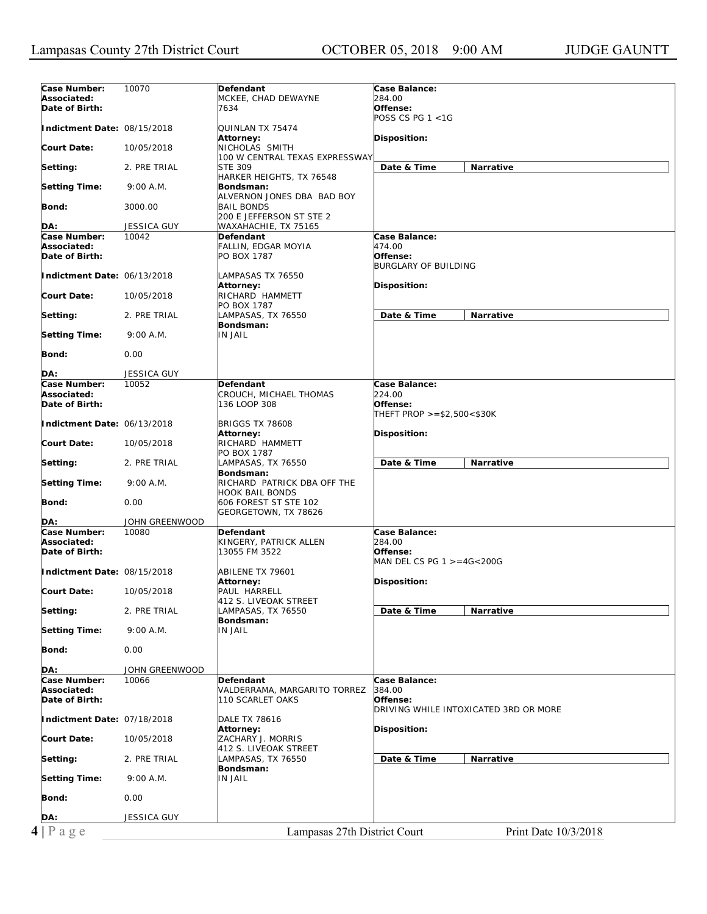| | | | |
|---|---|---|---|
| **Case Number:** 10070<br>**Associated:**<br>**Date of Birth:**<br>**Indictment Date:** 08/15/2018<br>**Court Date:** 10/05/2018<br>**Setting:** 2. PRE TRIAL<br>**Setting Time:** 9:00 A.M.<br>**Bond:** 3000.00<br>**DA:** JESSICA GUY | **Defendant**<br>MCKEE, CHAD DEWAYNE<br>7634<br>QUINLAN TX 75474<br>**Attorney:**<br>NICHOLAS SMITH<br>100 W CENTRAL TEXAS EXPRESSWAY<br>STE 309<br>HARKER HEIGHTS, TX 76548<br>**Bondsman:**<br>ALVERNON JONES DBA BAD BOY BAIL BONDS<br>200 E JEFFERSON ST STE 2<br>WAXAHACHIE, TX 75165 | **Case Balance:**<br>284.00<br>**Offense:**<br>POSS CS PG 1 <1G<br>**Disposition:** | **Date & Time** / **Narrative** |
| **Case Number:** 10042<br>**Associated:**<br>**Date of Birth:**<br>**Indictment Date:** 06/13/2018<br>**Court Date:** 10/05/2018<br>**Setting:** 2. PRE TRIAL<br>**Setting Time:** 9:00 A.M.<br>**Bond:** 0.00<br>**DA:** JESSICA GUY | **Defendant**<br>FALLIN, EDGAR MOYIA<br>PO BOX 1787<br>LAMPASAS TX 76550<br>**Attorney:**<br>RICHARD HAMMETT<br>PO BOX 1787<br>LAMPASAS, TX 76550<br>**Bondsman:**<br>IN JAIL | **Case Balance:**<br>474.00<br>**Offense:**<br>BURGLARY OF BUILDING<br>**Disposition:** | **Date & Time** / **Narrative** |
| **Case Number:** 10052<br>**Associated:**<br>**Date of Birth:**<br>**Indictment Date:** 06/13/2018<br>**Court Date:** 10/05/2018<br>**Setting:** 2. PRE TRIAL<br>**Setting Time:** 9:00 A.M.<br>**Bond:** 0.00<br>**DA:** JOHN GREENWOOD | **Defendant**<br>CROUCH, MICHAEL THOMAS<br>136 LOOP 308<br>BRIGGS TX 78608<br>**Attorney:**<br>RICHARD HAMMETT<br>PO BOX 1787<br>LAMPASAS, TX 76550<br>**Bondsman:**<br>RICHARD PATRICK DBA OFF THE HOOK BAIL BONDS<br>606 FOREST ST STE 102<br>GEORGETOWN, TX 78626 | **Case Balance:**<br>224.00<br>**Offense:**<br>THEFT PROP >=$2,500<$30K<br>**Disposition:** | **Date & Time** / **Narrative** |
| **Case Number:** 10080<br>**Associated:**<br>**Date of Birth:**<br>**Indictment Date:** 08/15/2018<br>**Court Date:** 10/05/2018<br>**Setting:** 2. PRE TRIAL<br>**Setting Time:** 9:00 A.M.<br>**Bond:** 0.00<br>**DA:** JOHN GREENWOOD | **Defendant**<br>KINGERY, PATRICK ALLEN<br>13055 FM 3522<br>ABILENE TX 79601<br>**Attorney:**<br>PAUL HARRELL<br>412 S. LIVEOAK STREET<br>LAMPASAS, TX 76550<br>**Bondsman:**<br>IN JAIL | **Case Balance:**<br>284.00<br>**Offense:**<br>MAN DEL CS PG 1 >=4G<200G<br>**Disposition:** | **Date & Time** / **Narrative** |
| **Case Number:** 10066<br>**Associated:**<br>**Date of Birth:**<br>**Indictment Date:** 07/18/2018<br>**Court Date:** 10/05/2018<br>**Setting:** 2. PRE TRIAL<br>**Setting Time:** 9:00 A.M.<br>**Bond:** 0.00<br>**DA:** JESSICA GUY | **Defendant**<br>VALDERRAMA, MARGARITO TORREZ<br>110 SCARLET OAKS<br>DALE TX 78616<br>**Attorney:**<br>ZACHARY J. MORRIS<br>412 S. LIVEOAK STREET<br>LAMPASAS, TX 76550<br>**Bondsman:**<br>IN JAIL | **Case Balance:**<br>384.00<br>**Offense:**<br>DRIVING WHILE INTOXICATED 3RD OR MORE<br>**Disposition:** | **Date & Time** / **Narrative** |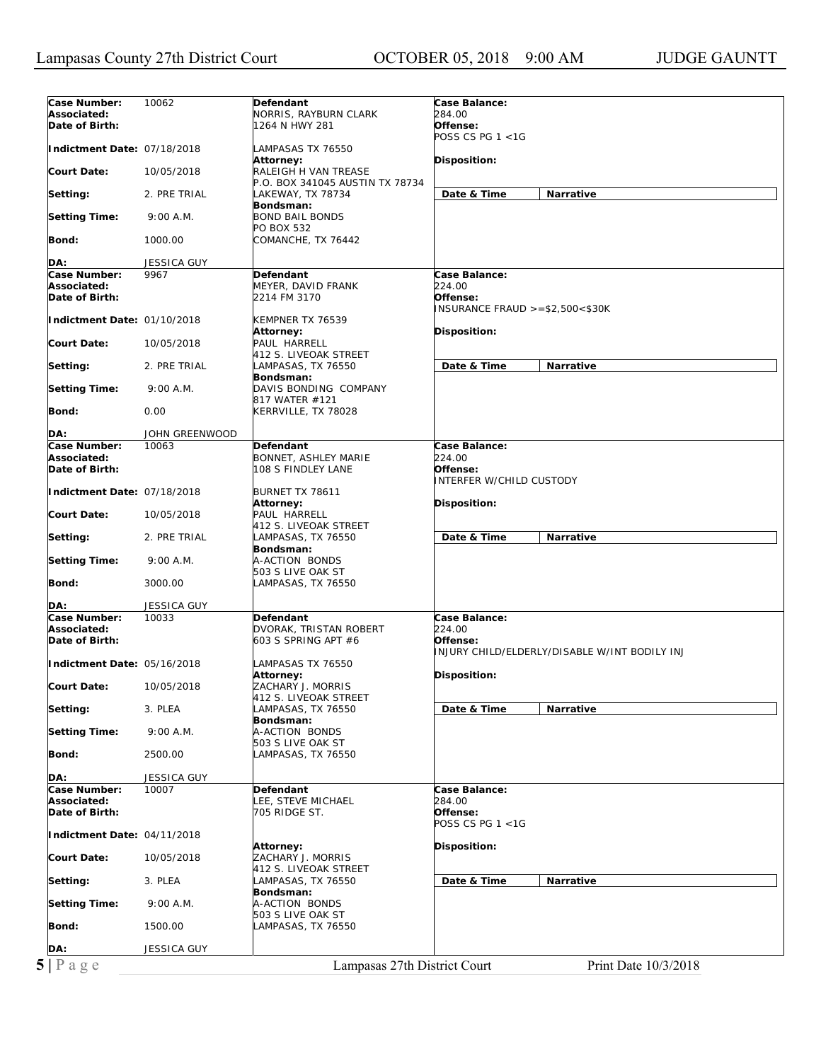| Case Number: | 10062 | Defendant | Case Balance: |
|---|---|---|---|
| Associated: | | NORRIS, RAYBURN CLARK | 284.00 |
| Date of Birth: | | 1264 N HWY 281 | Offense: POSS CS PG 1 <1G |
| Indictment Date: | 07/18/2018 | LAMPASAS TX 76550 | |
| | | Attorney: | Disposition: |
| Court Date: | 10/05/2018 | RALEIGH H VAN TREASE P.O. BOX 341045 AUSTIN TX 78734 | |
| Setting: | 2. PRE TRIAL | LAKEWAY, TX 78734 | Date & Time / Narrative |
| | | Bondsman: | |
| Setting Time: | 9:00 A.M. | BOND BAIL BONDS PO BOX 532 | |
| Bond: | 1000.00 | COMANCHE, TX 76442 | |
| DA: | JESSICA GUY | | |

| Case Number: | 9967 | Defendant | Case Balance: |
|---|---|---|---|
| Associated: | | MEYER, DAVID FRANK | 224.00 |
| Date of Birth: | | 2214 FM 3170 | Offense: INSURANCE FRAUD >=$2,500<$30K |
| Indictment Date: | 01/10/2018 | KEMPNER TX 76539 | |
| | | Attorney: | Disposition: |
| Court Date: | 10/05/2018 | PAUL HARRELL 412 S. LIVEOAK STREET | |
| Setting: | 2. PRE TRIAL | LAMPASAS, TX 76550 | Date & Time / Narrative |
| | | Bondsman: | |
| Setting Time: | 9:00 A.M. | DAVIS BONDING COMPANY 817 WATER #121 | |
| Bond: | 0.00 | KERRVILLE, TX 78028 | |
| DA: | JOHN GREENWOOD | | |

| Case Number: | 10063 | Defendant | Case Balance: |
|---|---|---|---|
| Associated: | | BONNET, ASHLEY MARIE | 224.00 |
| Date of Birth: | | 108 S FINDLEY LANE | Offense: INTERFER W/CHILD CUSTODY |
| Indictment Date: | 07/18/2018 | BURNET TX 78611 | |
| | | Attorney: | Disposition: |
| Court Date: | 10/05/2018 | PAUL HARRELL 412 S. LIVEOAK STREET | |
| Setting: | 2. PRE TRIAL | LAMPASAS, TX 76550 | Date & Time / Narrative |
| | | Bondsman: | |
| Setting Time: | 9:00 A.M. | A-ACTION BONDS 503 S LIVE OAK ST | |
| Bond: | 3000.00 | LAMPASAS, TX 76550 | |
| DA: | JESSICA GUY | | |

| Case Number: | 10033 | Defendant | Case Balance: |
|---|---|---|---|
| Associated: | | DVORAK, TRISTAN ROBERT | 224.00 |
| Date of Birth: | | 603 S SPRING APT #6 | Offense: INJURY CHILD/ELDERLY/DISABLE W/INT BODILY INJ |
| Indictment Date: | 05/16/2018 | LAMPASAS TX 76550 | |
| | | Attorney: | Disposition: |
| Court Date: | 10/05/2018 | ZACHARY J. MORRIS 412 S. LIVEOAK STREET | |
| Setting: | 3. PLEA | LAMPASAS, TX 76550 | Date & Time / Narrative |
| | | Bondsman: | |
| Setting Time: | 9:00 A.M. | A-ACTION BONDS 503 S LIVE OAK ST | |
| Bond: | 2500.00 | LAMPASAS, TX 76550 | |
| DA: | JESSICA GUY | | |

| Case Number: | 10007 | Defendant | Case Balance: |
|---|---|---|---|
| Associated: | | LEE, STEVE MICHAEL | 284.00 |
| Date of Birth: | | 705 RIDGE ST. | Offense: POSS CS PG 1 <1G |
| Indictment Date: | 04/11/2018 | | |
| | | Attorney: | Disposition: |
| Court Date: | 10/05/2018 | ZACHARY J. MORRIS 412 S. LIVEOAK STREET | |
| Setting: | 3. PLEA | LAMPASAS, TX 76550 | Date & Time / Narrative |
| | | Bondsman: | |
| Setting Time: | 9:00 A.M. | A-ACTION BONDS 503 S LIVE OAK ST | |
| Bond: | 1500.00 | LAMPASAS, TX 76550 | |
| DA: | JESSICA GUY | | |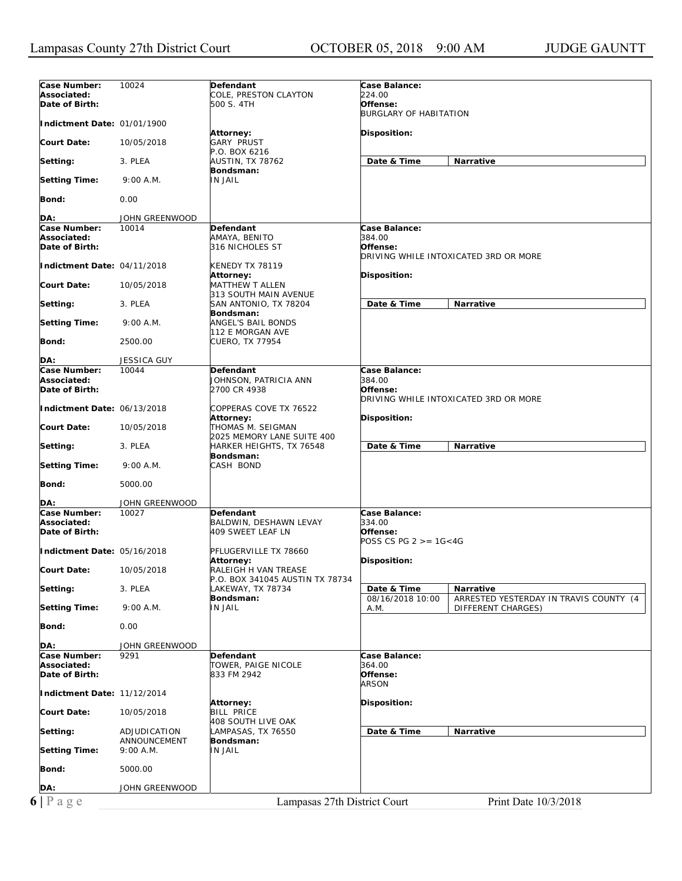| Case Number: | 10024 | Defendant | Case Balance: | |
|---|---|---|---|---|
| Associated: | | COLE, PRESTON CLAYTON | 224.00 | |
| Date of Birth: | | 500 S. 4TH | Offense: | |
| | | | BURGLARY OF HABITATION | |
| Indictment Date: | 01/01/1900 | | | |
| | | Attorney: | Disposition: | |
| Court Date: | 10/05/2018 | GARY PRUST | | |
| | | P.O. BOX 6216 | | |
| Setting: | 3. PLEA | AUSTIN, TX 78762 | Date & Time | Narrative |
| | | Bondsman: | | |
| Setting Time: | 9:00 A.M. | IN JAIL | | |
| Bond: | 0.00 | | | |
| DA: | JOHN GREENWOOD | | | |

| Case Number: | 10014 | Defendant | Case Balance: | |
|---|---|---|---|---|
| Associated: | | AMAYA, BENITO | 384.00 | |
| Date of Birth: | | 316 NICHOLES ST | Offense: | |
| | | | DRIVING WHILE INTOXICATED 3RD OR MORE | |
| Indictment Date: | 04/11/2018 | KENEDY TX 78119 | | |
| | | Attorney: | Disposition: | |
| Court Date: | 10/05/2018 | MATTHEW T ALLEN | | |
| | | 313 SOUTH MAIN AVENUE | | |
| Setting: | 3. PLEA | SAN ANTONIO, TX 78204 | Date & Time | Narrative |
| | | Bondsman: | | |
| Setting Time: | 9:00 A.M. | ANGEL'S BAIL BONDS | | |
| | | 112 E MORGAN AVE | | |
| Bond: | 2500.00 | CUERO, TX 77954 | | |
| DA: | JESSICA GUY | | | |

| Case Number: | 10044 | Defendant | Case Balance: | |
|---|---|---|---|---|
| Associated: | | JOHNSON, PATRICIA ANN | 384.00 | |
| Date of Birth: | | 2700 CR 4938 | Offense: | |
| | | | DRIVING WHILE INTOXICATED 3RD OR MORE | |
| Indictment Date: | 06/13/2018 | COPPERAS COVE TX 76522 | | |
| | | Attorney: | Disposition: | |
| Court Date: | 10/05/2018 | THOMAS M. SEIGMAN | | |
| | | 2025 MEMORY LANE SUITE 400 | | |
| Setting: | 3. PLEA | HARKER HEIGHTS, TX 76548 | Date & Time | Narrative |
| | | Bondsman: | | |
| Setting Time: | 9:00 A.M. | CASH BOND | | |
| Bond: | 5000.00 | | | |
| DA: | JOHN GREENWOOD | | | |

| Case Number: | 10027 | Defendant | Case Balance: | |
|---|---|---|---|---|
| Associated: | | BALDWIN, DESHAWN LEVAY | 334.00 | |
| Date of Birth: | | 409 SWEET LEAF LN | Offense: | |
| | | | POSS CS PG 2 >= 1G<4G | |
| Indictment Date: | 05/16/2018 | PFLUGERVILLE TX 78660 | | |
| | | Attorney: | Disposition: | |
| Court Date: | 10/05/2018 | RALEIGH H VAN TREASE | | |
| | | P.O. BOX 341045 AUSTIN TX 78734 | | |
| Setting: | 3. PLEA | LAKEWAY, TX 78734 | Date & Time | Narrative |
| | | Bondsman: | 08/16/2018 10:00 A.M. | ARRESTED YESTERDAY IN TRAVIS COUNTY (4 DIFFERENT CHARGES) |
| Setting Time: | 9:00 A.M. | IN JAIL | | |
| Bond: | 0.00 | | | |
| DA: | JOHN GREENWOOD | | | |

| Case Number: | 9291 | Defendant | Case Balance: | |
|---|---|---|---|---|
| Associated: | | TOWER, PAIGE NICOLE | 364.00 | |
| Date of Birth: | | 833 FM 2942 | Offense: | |
| | | | ARSON | |
| Indictment Date: | 11/12/2014 | | | |
| | | Attorney: | Disposition: | |
| Court Date: | 10/05/2018 | BILL PRICE | | |
| | | 408 SOUTH LIVE OAK | | |
| Setting: | ADJUDICATION ANNOUNCEMENT | LAMPASAS, TX 76550 | Date & Time | Narrative |
| | | Bondsman: | | |
| Setting Time: | 9:00 A.M. | IN JAIL | | |
| Bond: | 5000.00 | | | |
| DA: | JOHN GREENWOOD | | | |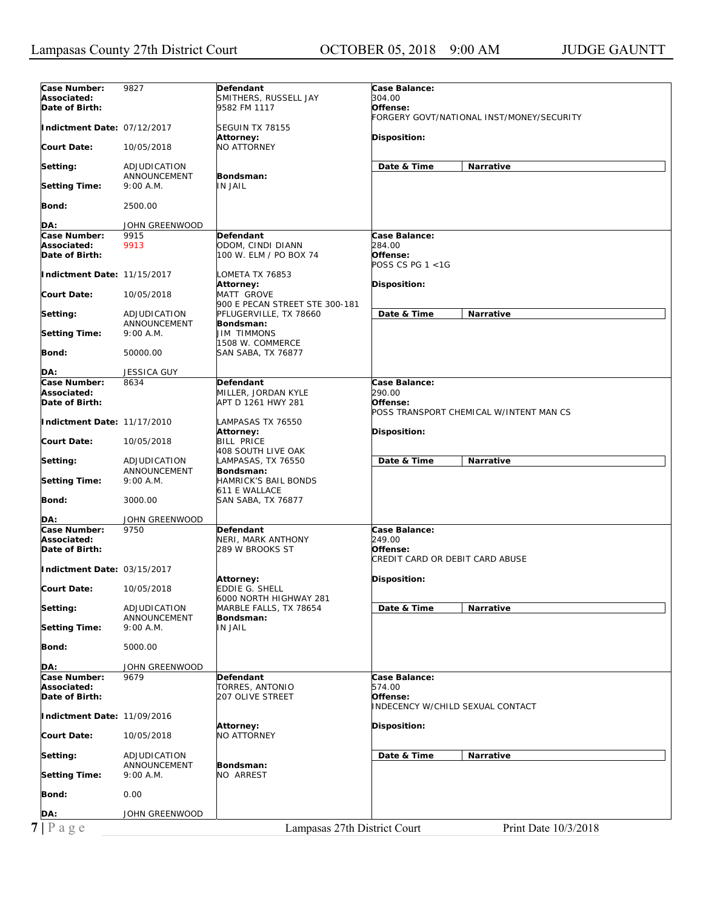| | | | |
|---|---|---|---|
| **Case Number:** 9827<br>**Associated:**<br>**Date of Birth:**<br>**Indictment Date:** 07/12/2017<br>**Court Date:** 10/05/2018<br>**Setting:** ADJUDICATION ANNOUNCEMENT<br>**Setting Time:** 9:00 A.M.<br>**Bond:** 2500.00<br>**DA:** JOHN GREENWOOD | **Defendant**<br>SMITHERS, RUSSELL JAY<br>9582 FM 1117<br>SEGUIN TX 78155<br>**Attorney:**<br>NO ATTORNEY<br>**Bondsman:**<br>IN JAIL | **Case Balance:**<br>304.00<br>**Offense:**<br>FORGERY GOVT/NATIONAL INST/MONEY/SECURITY<br>**Disposition:** | **Date & Time** / **Narrative** |
| **Case Number:** 9915<br>**Associated:** 9913<br>**Date of Birth:**<br>**Indictment Date:** 11/15/2017<br>**Court Date:** 10/05/2018<br>**Setting:** ADJUDICATION ANNOUNCEMENT<br>**Setting Time:** 9:00 A.M.<br>**Bond:** 50000.00<br>**DA:** JESSICA GUY | **Defendant**<br>ODOM, CINDI DIANN<br>100 W. ELM / PO BOX 74<br>LOMETA TX 76853<br>**Attorney:**<br>MATT GROVE<br>900 E PECAN STREET STE 300-181<br>PFLUGERVILLE, TX 78660<br>**Bondsman:**<br>JIM TIMMONS<br>1508 W. COMMERCE<br>SAN SABA, TX 76877 | **Case Balance:**<br>284.00<br>**Offense:**<br>POSS CS PG 1 <1G<br>**Disposition:** | **Date & Time** / **Narrative** |
| **Case Number:** 8634<br>**Associated:**<br>**Date of Birth:**<br>**Indictment Date:** 11/17/2010<br>**Court Date:** 10/05/2018<br>**Setting:** ADJUDICATION ANNOUNCEMENT<br>**Setting Time:** 9:00 A.M.<br>**Bond:** 3000.00<br>**DA:** JOHN GREENWOOD | **Defendant**<br>MILLER, JORDAN KYLE<br>APT D 1261 HWY 281<br>LAMPASAS TX 76550<br>**Attorney:**<br>BILL PRICE<br>408 SOUTH LIVE OAK<br>LAMPASAS, TX 76550<br>**Bondsman:**<br>HAMRICK'S BAIL BONDS<br>611 E WALLACE<br>SAN SABA, TX 76877 | **Case Balance:**<br>290.00<br>**Offense:**<br>POSS TRANSPORT CHEMICAL W/INTENT MAN CS<br>**Disposition:** | **Date & Time** / **Narrative** |
| **Case Number:** 9750<br>**Associated:**<br>**Date of Birth:**<br>**Indictment Date:** 03/15/2017<br>**Court Date:** 10/05/2018<br>**Setting:** ADJUDICATION ANNOUNCEMENT<br>**Setting Time:** 9:00 A.M.<br>**Bond:** 5000.00<br>**DA:** JOHN GREENWOOD | **Defendant**<br>NERI, MARK ANTHONY<br>289 W BROOKS ST<br>**Attorney:**<br>EDDIE G. SHELL<br>6000 NORTH HIGHWAY 281<br>MARBLE FALLS, TX 78654<br>**Bondsman:**<br>IN JAIL | **Case Balance:**<br>249.00<br>**Offense:**<br>CREDIT CARD OR DEBIT CARD ABUSE<br>**Disposition:** | **Date & Time** / **Narrative** |
| **Case Number:** 9679<br>**Associated:**<br>**Date of Birth:**<br>**Indictment Date:** 11/09/2016<br>**Court Date:** 10/05/2018<br>**Setting:** ADJUDICATION ANNOUNCEMENT<br>**Setting Time:** 9:00 A.M.<br>**Bond:** 0.00<br>**DA:** JOHN GREENWOOD | **Defendant**<br>TORRES, ANTONIO<br>207 OLIVE STREET<br>**Attorney:**<br>NO ATTORNEY<br>**Bondsman:**<br>NO ARREST | **Case Balance:**<br>574.00<br>**Offense:**<br>INDECENCY W/CHILD SEXUAL CONTACT<br>**Disposition:** | **Date & Time** / **Narrative** |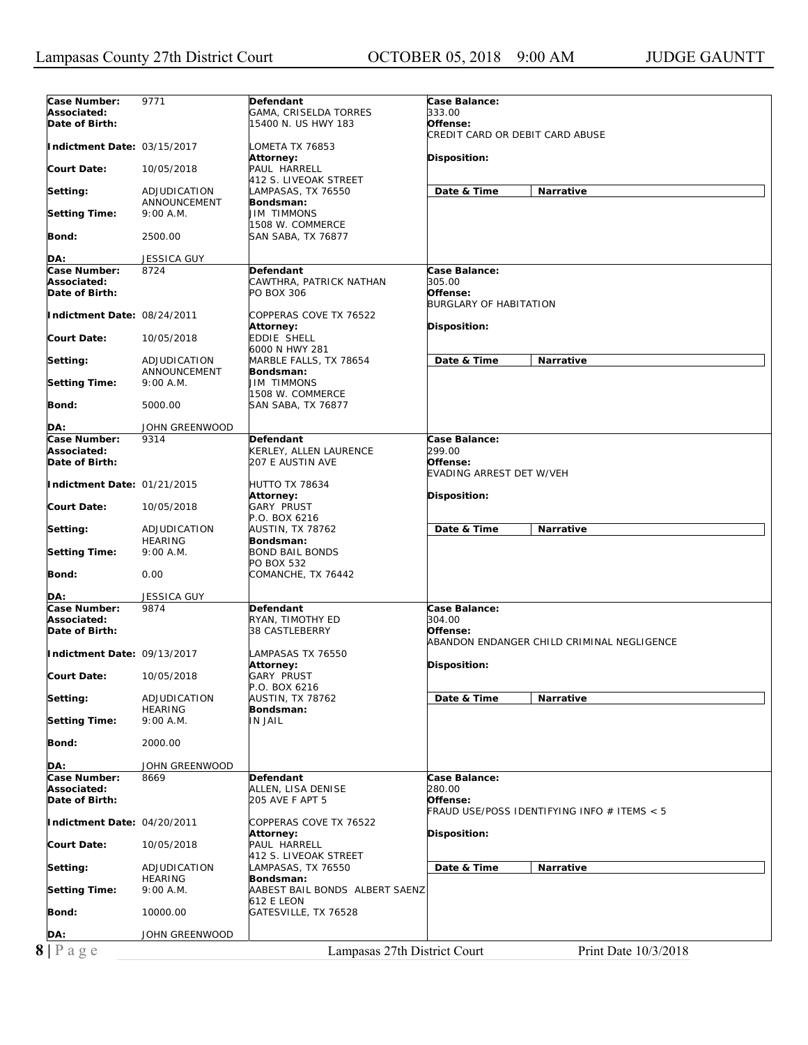| Case Number: | 9771 | Defendant | Case Balance: |
|---|---|---|---|
| Associated: | | GAMA, CRISELDA TORRES | 333.00 |
| Date of Birth: | | 15400 N. US HWY 183 | Offense: CREDIT CARD OR DEBIT CARD ABUSE |
| Indictment Date: | 03/15/2017 | LOMETA TX 76853 | |
| Court Date: | 10/05/2018 | Attorney: PAUL HARRELL, 412 S. LIVEOAK STREET | Disposition: |
| Setting: | ADJUDICATION ANNOUNCEMENT | LAMPASAS, TX 76550 | Date & Time / Narrative |
| Setting Time: | 9:00 A.M. | Bondsman: JIM TIMMONS, 1508 W. COMMERCE | |
| Bond: | 2500.00 | SAN SABA, TX 76877 | |
| DA: | JESSICA GUY | | |

| Case Number: | 8724 | Defendant | Case Balance: |
|---|---|---|---|
| Associated: | | CAWTHRA, PATRICK NATHAN | 305.00 |
| Date of Birth: | | PO BOX 306 | Offense: BURGLARY OF HABITATION |
| Indictment Date: | 08/24/2011 | COPPERAS COVE TX 76522 | |
| Court Date: | 10/05/2018 | Attorney: EDDIE SHELL, 6000 N HWY 281 | Disposition: |
| Setting: | ADJUDICATION ANNOUNCEMENT | MARBLE FALLS, TX 78654 | Date & Time / Narrative |
| Setting Time: | 9:00 A.M. | Bondsman: JIM TIMMONS, 1508 W. COMMERCE | |
| Bond: | 5000.00 | SAN SABA, TX 76877 | |
| DA: | JOHN GREENWOOD | | |

| Case Number: | 9314 | Defendant | Case Balance: |
|---|---|---|---|
| Associated: | | KERLEY, ALLEN LAURENCE | 299.00 |
| Date of Birth: | | 207 E AUSTIN AVE | Offense: EVADING ARREST DET W/VEH |
| Indictment Date: | 01/21/2015 | HUTTO TX 78634 | |
| Court Date: | 10/05/2018 | Attorney: GARY PRUST, P.O. BOX 6216 | Disposition: |
| Setting: | ADJUDICATION HEARING | AUSTIN, TX 78762 | Date & Time / Narrative |
| Setting Time: | 9:00 A.M. | Bondsman: BOND BAIL BONDS, PO BOX 532 | |
| Bond: | 0.00 | COMANCHE, TX 76442 | |
| DA: | JESSICA GUY | | |

| Case Number: | 9874 | Defendant | Case Balance: |
|---|---|---|---|
| Associated: | | RYAN, TIMOTHY ED | 304.00 |
| Date of Birth: | | 38 CASTLEBERRY | Offense: ABANDON ENDANGER CHILD CRIMINAL NEGLIGENCE |
| Indictment Date: | 09/13/2017 | LAMPASAS TX 76550 | |
| Court Date: | 10/05/2018 | Attorney: GARY PRUST, P.O. BOX 6216 | Disposition: |
| Setting: | ADJUDICATION HEARING | AUSTIN, TX 78762 | Date & Time / Narrative |
| Setting Time: | 9:00 A.M. | Bondsman: IN JAIL | |
| Bond: | 2000.00 | | |
| DA: | JOHN GREENWOOD | | |

| Case Number: | 8669 | Defendant | Case Balance: |
|---|---|---|---|
| Associated: | | ALLEN, LISA DENISE | 280.00 |
| Date of Birth: | | 205 AVE F APT 5 | Offense: FRAUD USE/POSS IDENTIFYING INFO # ITEMS < 5 |
| Indictment Date: | 04/20/2011 | COPPERAS COVE TX 76522 | |
| Court Date: | 10/05/2018 | Attorney: PAUL HARRELL, 412 S. LIVEOAK STREET | Disposition: |
| Setting: | ADJUDICATION HEARING | LAMPASAS, TX 76550 | Date & Time / Narrative |
| Setting Time: | 9:00 A.M. | Bondsman: AABEST BAIL BONDS ALBERT SAENZ, 612 E LEON | |
| Bond: | 10000.00 | GATESVILLE, TX 76528 | |
| DA: | JOHN GREENWOOD | | |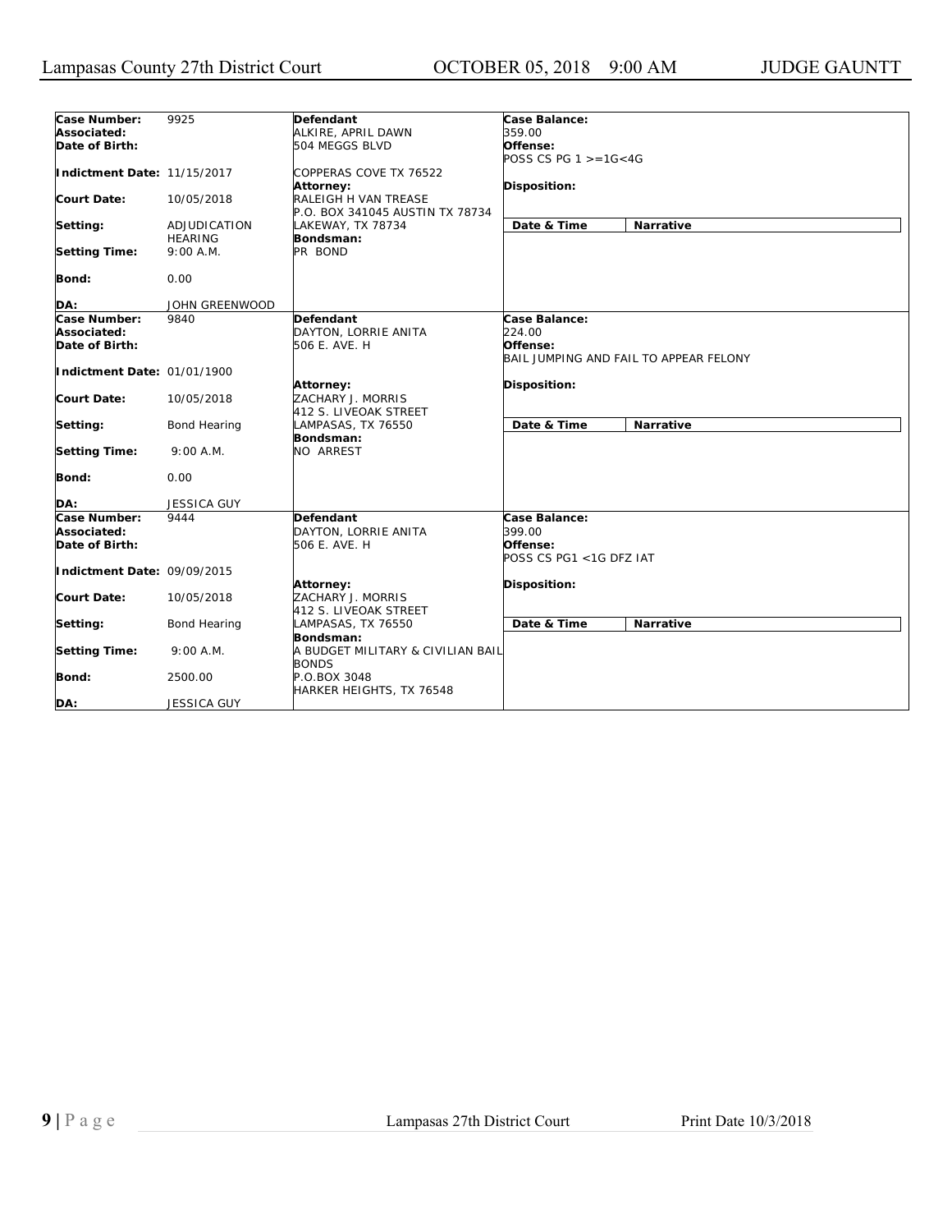| | | | |
|---|---|---|---|
| **Case Number:** | 9925 | **Defendant**<br>ALKIRE, APRIL DAWN<br>504 MEGGS BLVD<br><br>COPPERAS COVE TX 76522<br>**Attorney:**<br>RALEIGH H VAN TREASE<br>P.O. BOX 341045 AUSTIN TX 78734<br>LAKEWAY, TX 78734<br>**Bondsman:**<br>PR BOND | **Case Balance:**<br>359.00<br>**Offense:**<br>POSS CS PG 1 >=1G<4G<br><br>**Disposition:**<br><br>**Date & Time** \| **Narrative** |
| **Associated:** | | | |
| **Date of Birth:** | | | |
| **Indictment Date:** | 11/15/2017 | | |
| **Court Date:** | 10/05/2018 | | |
| **Setting:** | ADJUDICATION HEARING | | |
| **Setting Time:** | 9:00 A.M. | | |
| **Bond:** | 0.00 | | |
| **DA:** | JOHN GREENWOOD | | |
| **Case Number:** | 9840 | **Defendant**<br>DAYTON, LORRIE ANITA<br>506 E. AVE. H<br><br>**Attorney:**<br>ZACHARY J. MORRIS<br>412 S. LIVEOAK STREET<br>LAMPASAS, TX 76550<br>**Bondsman:**<br>NO ARREST | **Case Balance:**<br>224.00<br>**Offense:**<br>BAIL JUMPING AND FAIL TO APPEAR FELONY<br><br>**Disposition:**<br><br>**Date & Time** \| **Narrative** |
| **Associated:** | | | |
| **Date of Birth:** | | | |
| **Indictment Date:** | 01/01/1900 | | |
| **Court Date:** | 10/05/2018 | | |
| **Setting:** | Bond Hearing | | |
| **Setting Time:** | 9:00 A.M. | | |
| **Bond:** | 0.00 | | |
| **DA:** | JESSICA GUY | | |
| **Case Number:** | 9444 | **Defendant**<br>DAYTON, LORRIE ANITA<br>506 E. AVE. H<br><br>**Attorney:**<br>ZACHARY J. MORRIS<br>412 S. LIVEOAK STREET<br>LAMPASAS, TX 76550<br>**Bondsman:**<br>A BUDGET MILITARY & CIVILIAN BAIL BONDS<br>P.O.BOX 3048<br>HARKER HEIGHTS, TX 76548 | **Case Balance:**<br>399.00<br>**Offense:**<br>POSS CS PG1 <1G DFZ IAT<br><br>**Disposition:**<br><br>**Date & Time** \| **Narrative** |
| **Associated:** | | | |
| **Date of Birth:** | | | |
| **Indictment Date:** | 09/09/2015 | | |
| **Court Date:** | 10/05/2018 | | |
| **Setting:** | Bond Hearing | | |
| **Setting Time:** | 9:00 A.M. | | |
| **Bond:** | 2500.00 | | |
| **DA:** | JESSICA GUY | | |